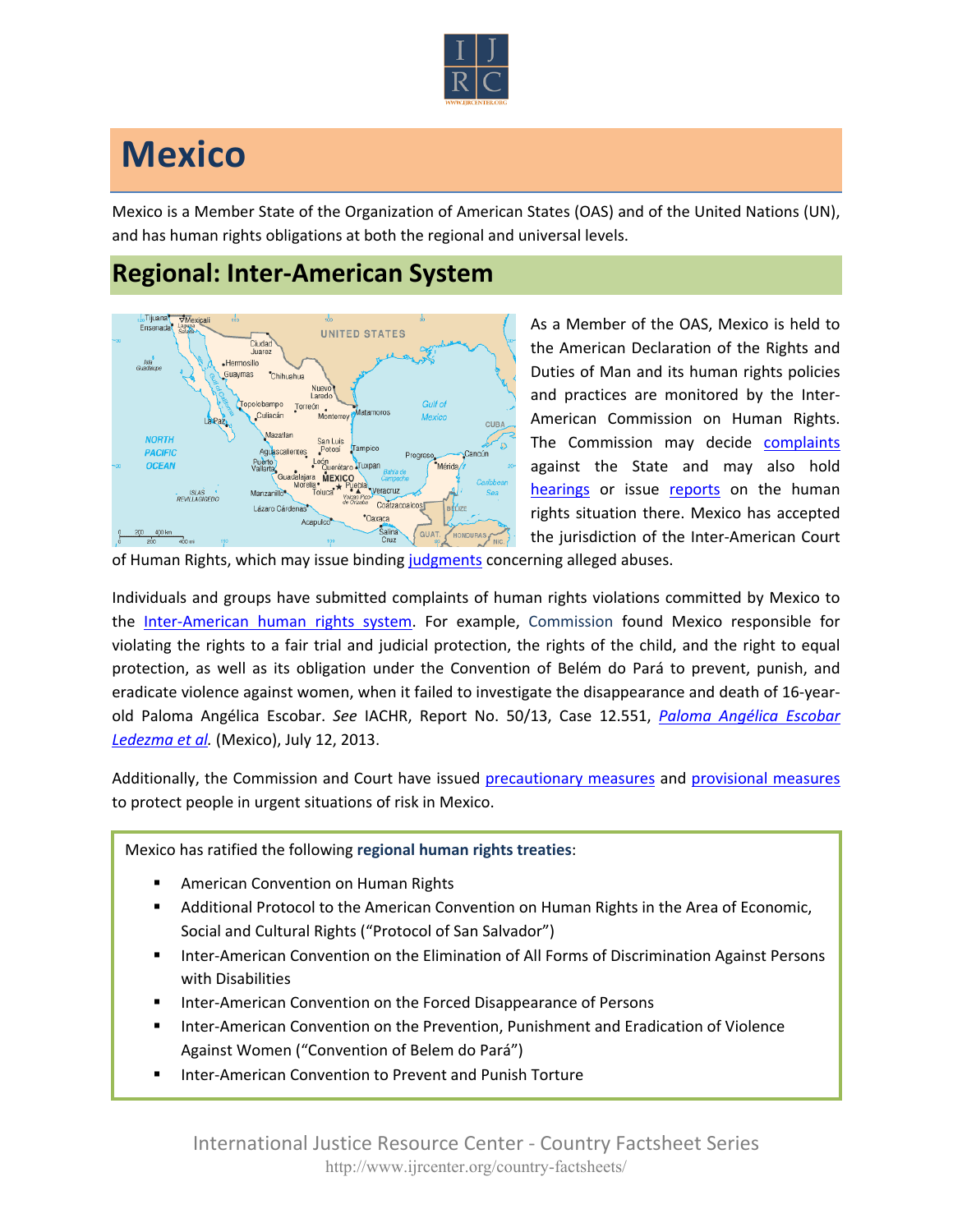# Mexico

Mexico is a Member State of the Organization of American States (OAS) and of the United Nations (UN), and has human rights obligations at both the regional and universal levels.

## Regional: Inter-American System

As a Member of the OAS, Mexico is held to the American Declaration of the Rights and Duties of Man and its human rights policies and practices are monitored by the Inter-American Commission on Human Rights. The Commission may decide complaints against the State and may also hold hearings or issue reports on the human rights situation there. Mexico has accepted the jurisdiction of the Inter-American Court of Human Rights, which may issue binding judgments concerning alleged abuses.

Individuals and groups have submitted complaints of human rights violations committed by Mexico to the Inter-American human rights system. For example, Commission found Mexico responsible for violating the rights to a fair trial and judicial protection, the rights of the child, and the right to equal protection, as well as its obligation under the Convention of Belém do Pará to prevent, punish, and eradicate violence against women, when it failed to investigate the disappearance and death of 16-year-old Paloma Angélica Escobar. *See* IACHR, Report No. 50/13, Case 12.551, *Paloma Angélica Escobar Ledezma et al.* (Mexico), July 12, 2013.

Additionally, the Commission and Court have issued precautionary measures and provisional measures to protect people in urgent situations of risk in Mexico.

Mexico has ratified the following **regional human rights treaties**:

- American Convention on Human Rights
- Additional Protocol to the American Convention on Human Rights in the Area of Economic, Social and Cultural Rights ("Protocol of San Salvador")
- Inter-American Convention on the Elimination of All Forms of Discrimination Against Persons with Disabilities
- Inter-American Convention on the Forced Disappearance of Persons
- Inter-American Convention on the Prevention, Punishment and Eradication of Violence Against Women ("Convention of Belem do Pará")
- Inter-American Convention to Prevent and Punish Torture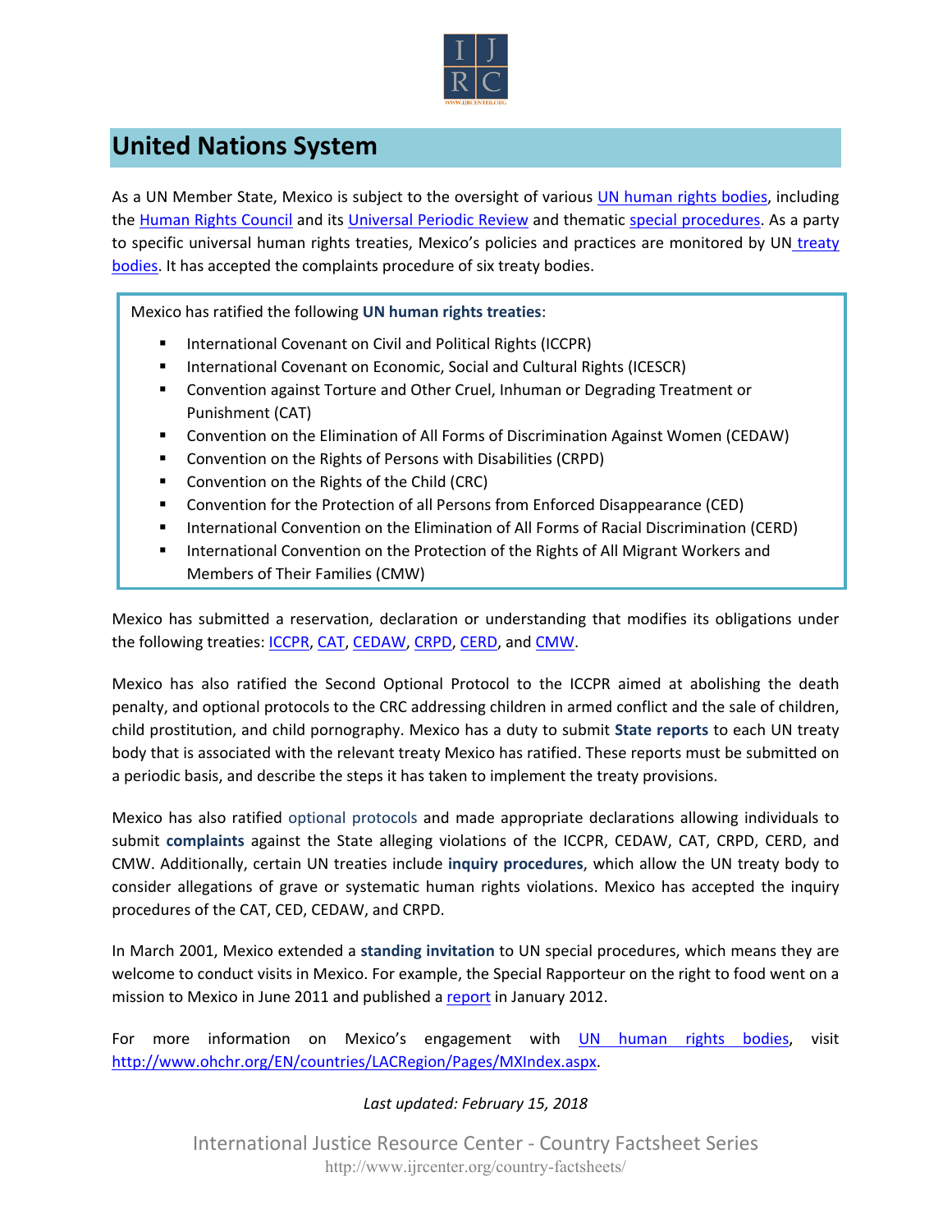## United Nations System

As a UN Member State, Mexico is subject to the oversight of various UN human rights bodies, including the Human Rights Council and its Universal Periodic Review and thematic special procedures. As a party to specific universal human rights treaties, Mexico's policies and practices are monitored by UN treaty bodies. It has accepted the complaints procedure of six treaty bodies.

Mexico has ratified the following **UN human rights treaties**:

- International Covenant on Civil and Political Rights (ICCPR)
- International Covenant on Economic, Social and Cultural Rights (ICESCR)
- Convention against Torture and Other Cruel, Inhuman or Degrading Treatment or Punishment (CAT)
- Convention on the Elimination of All Forms of Discrimination Against Women (CEDAW)
- Convention on the Rights of Persons with Disabilities (CRPD)
- Convention on the Rights of the Child (CRC)
- Convention for the Protection of all Persons from Enforced Disappearance (CED)
- International Convention on the Elimination of All Forms of Racial Discrimination (CERD)
- International Convention on the Protection of the Rights of All Migrant Workers and Members of Their Families (CMW)

Mexico has submitted a reservation, declaration or understanding that modifies its obligations under the following treaties: ICCPR, CAT, CEDAW, CRPD, CERD, and CMW.

Mexico has also ratified the Second Optional Protocol to the ICCPR aimed at abolishing the death penalty, and optional protocols to the CRC addressing children in armed conflict and the sale of children, child prostitution, and child pornography. Mexico has a duty to submit **State reports** to each UN treaty body that is associated with the relevant treaty Mexico has ratified. These reports must be submitted on a periodic basis, and describe the steps it has taken to implement the treaty provisions.

Mexico has also ratified optional protocols and made appropriate declarations allowing individuals to submit **complaints** against the State alleging violations of the ICCPR, CEDAW, CAT, CRPD, CERD, and CMW. Additionally, certain UN treaties include **inquiry procedures**, which allow the UN treaty body to consider allegations of grave or systematic human rights violations. Mexico has accepted the inquiry procedures of the CAT, CED, CEDAW, and CRPD.

In March 2001, Mexico extended a **standing invitation** to UN special procedures, which means they are welcome to conduct visits in Mexico. For example, the Special Rapporteur on the right to food went on a mission to Mexico in June 2011 and published a report in January 2012.

For more information on Mexico's engagement with UN human rights bodies, visit http://www.ohchr.org/EN/countries/LACRegion/Pages/MXIndex.aspx.

*Last updated: February 15, 2018*